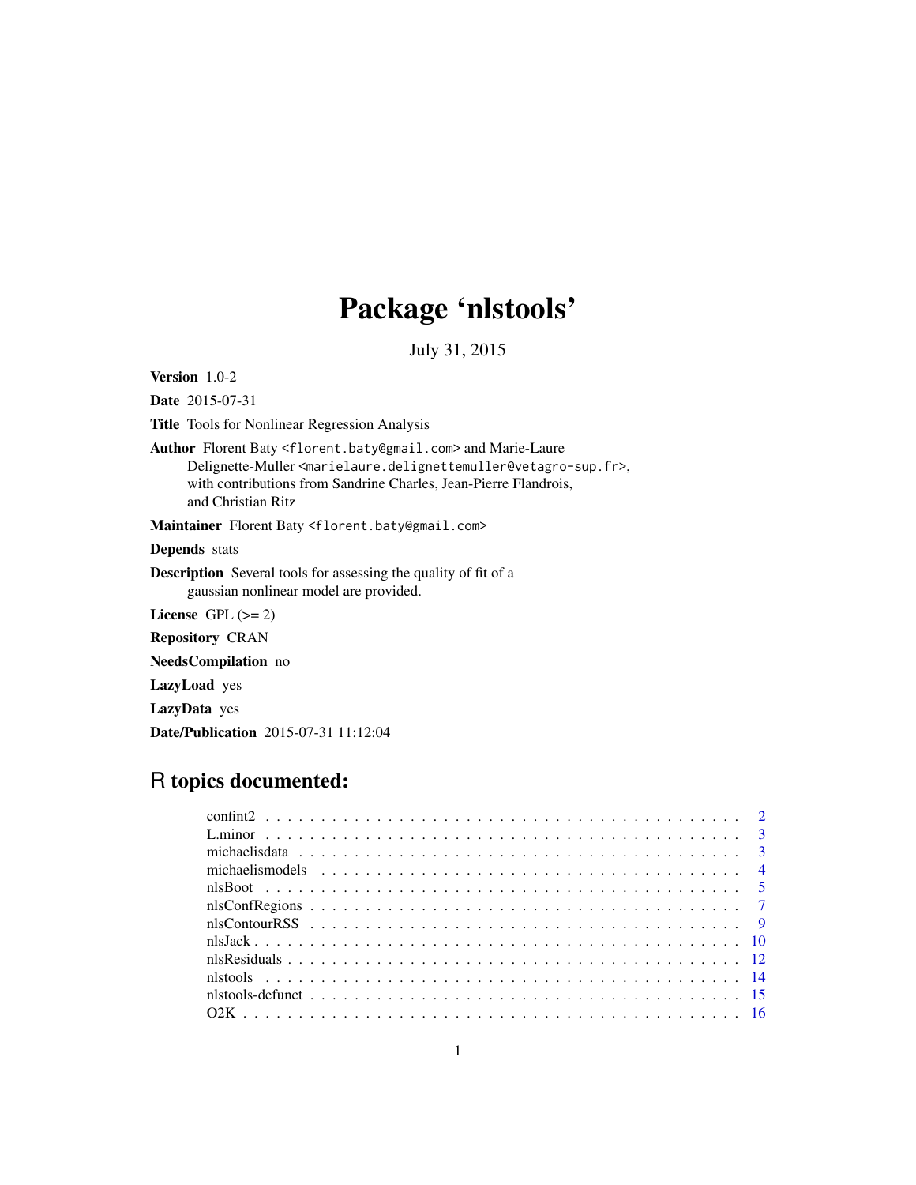# Package 'nlstools'

July 31, 2015

**Version** 1.0-2

**Date** 2015-07-31

**Title** Tools for Nonlinear Regression Analysis

**Author** Florent Baty <florent.baty@gmail.com> and Marie-Laure Delignette-Muller <marielaure.delignettemuller@vetagro-sup.fr>, with contributions from Sandrine Charles, Jean-Pierre Flandrois, and Christian Ritz

**Maintainer** Florent Baty <florent.baty@gmail.com>

**Depends** stats

**Description** Several tools for assessing the quality of fit of a gaussian nonlinear model are provided.

**License** GPL (>= 2)

**Repository** CRAN

**NeedsCompilation** no

**LazyLoad** yes

**LazyData** yes

**Date/Publication** 2015-07-31 11:12:04

## R topics documented:

- confint2 . . . . . . . . . . 2
- L.minor . . . . . . . . . . 3
- michaelisdata . . . . . . . . . . 3
- michaelismodels . . . . . . . . . . 4
- nlsBoot . . . . . . . . . . 5
- nlsConfRegions . . . . . . . . . . 7
- nlsContourRSS . . . . . . . . . . 9
- nlsJack . . . . . . . . . . 10
- nlsResiduals . . . . . . . . . . 12
- nlstools . . . . . . . . . . 14
- nlstools-defunct . . . . . . . . . . 15
- O2K . . . . . . . . . . 16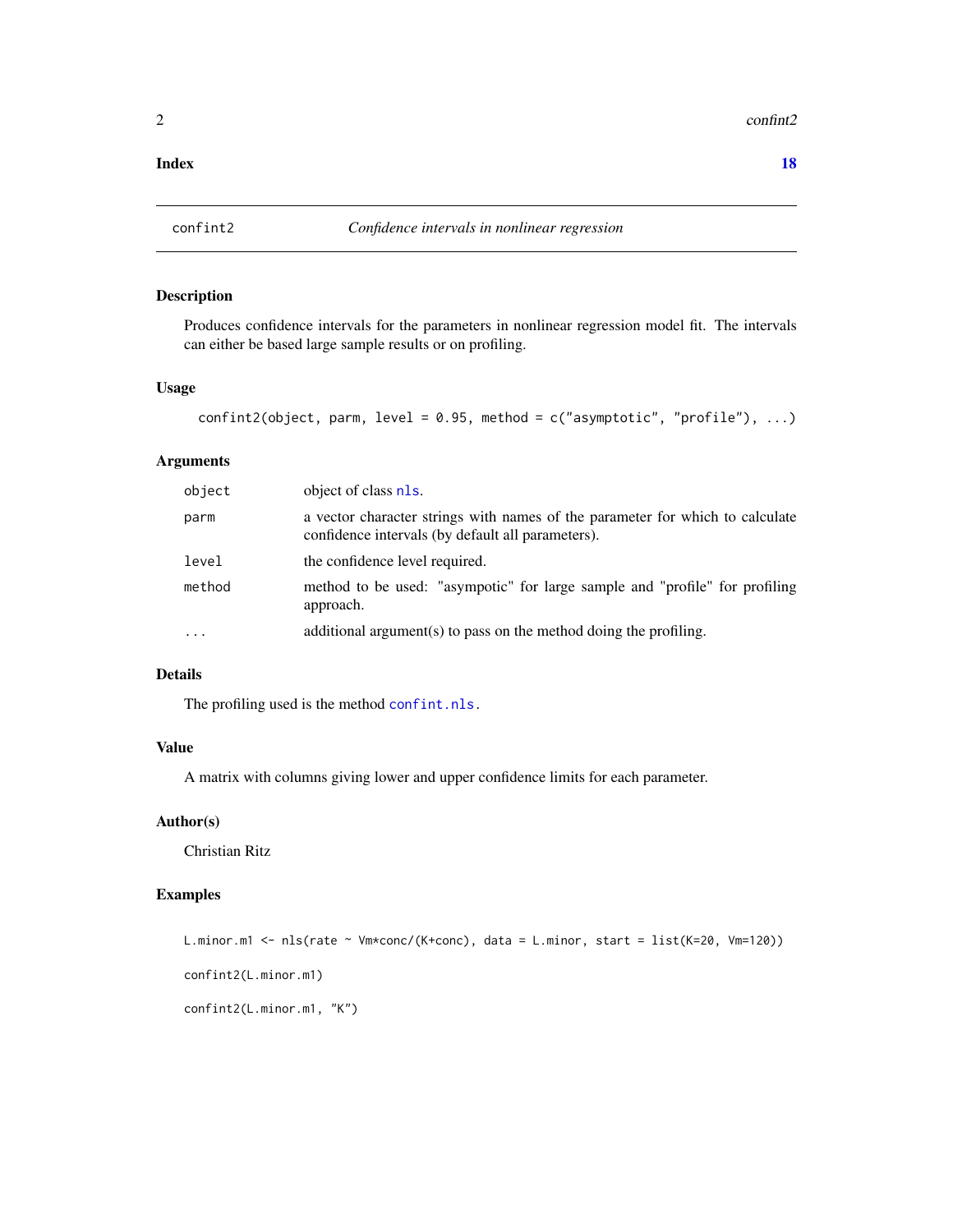**Index** **18**

---

## confint2 — *Confidence intervals in nonlinear regression*

### Description

Produces confidence intervals for the parameters in nonlinear regression model fit. The intervals can either be based large sample results or on profiling.

### Usage

```
confint2(object, parm, level = 0.95, method = c("asymptotic", "profile"), ...)
```

### Arguments

| | |
|---|---|
| `object` | object of class `nls`. |
| `parm` | a vector character strings with names of the parameter for which to calculate confidence intervals (by default all parameters). |
| `level` | the confidence level required. |
| `method` | method to be used: "asympotic" for large sample and "profile" for profiling approach. |
| `...` | additional argument(s) to pass on the method doing the profiling. |

### Details

The profiling used is the method `confint.nls`.

### Value

A matrix with columns giving lower and upper confidence limits for each parameter.

### Author(s)

Christian Ritz

### Examples

```
L.minor.m1 <- nls(rate ~ Vm*conc/(K+conc), data = L.minor, start = list(K=20, Vm=120))

confint2(L.minor.m1)

confint2(L.minor.m1, "K")
```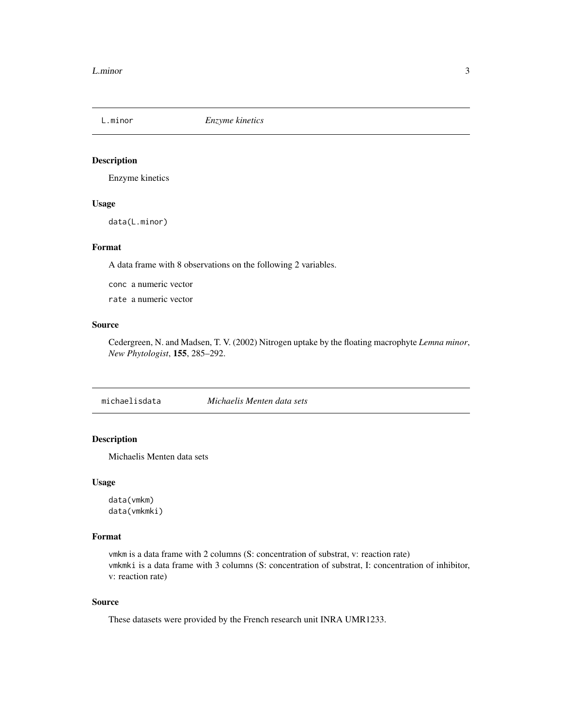## L.minor — *Enzyme kinetics*

### Description

Enzyme kinetics

### Usage

```
data(L.minor)
```

### Format

A data frame with 8 observations on the following 2 variables.

`conc` a numeric vector

`rate` a numeric vector

### Source

Cedergreen, N. and Madsen, T. V. (2002) Nitrogen uptake by the floating macrophyte *Lemna minor*, *New Phytologist*, **155**, 285–292.

## michaelisdata — *Michaelis Menten data sets*

### Description

Michaelis Menten data sets

### Usage

```
data(vmkm)
data(vmkmki)
```

### Format

`vmkm` is a data frame with 2 columns (S: concentration of substrat, v: reaction rate)
`vmkmki` is a data frame with 3 columns (S: concentration of substrat, I: concentration of inhibitor, v: reaction rate)

### Source

These datasets were provided by the French research unit INRA UMR1233.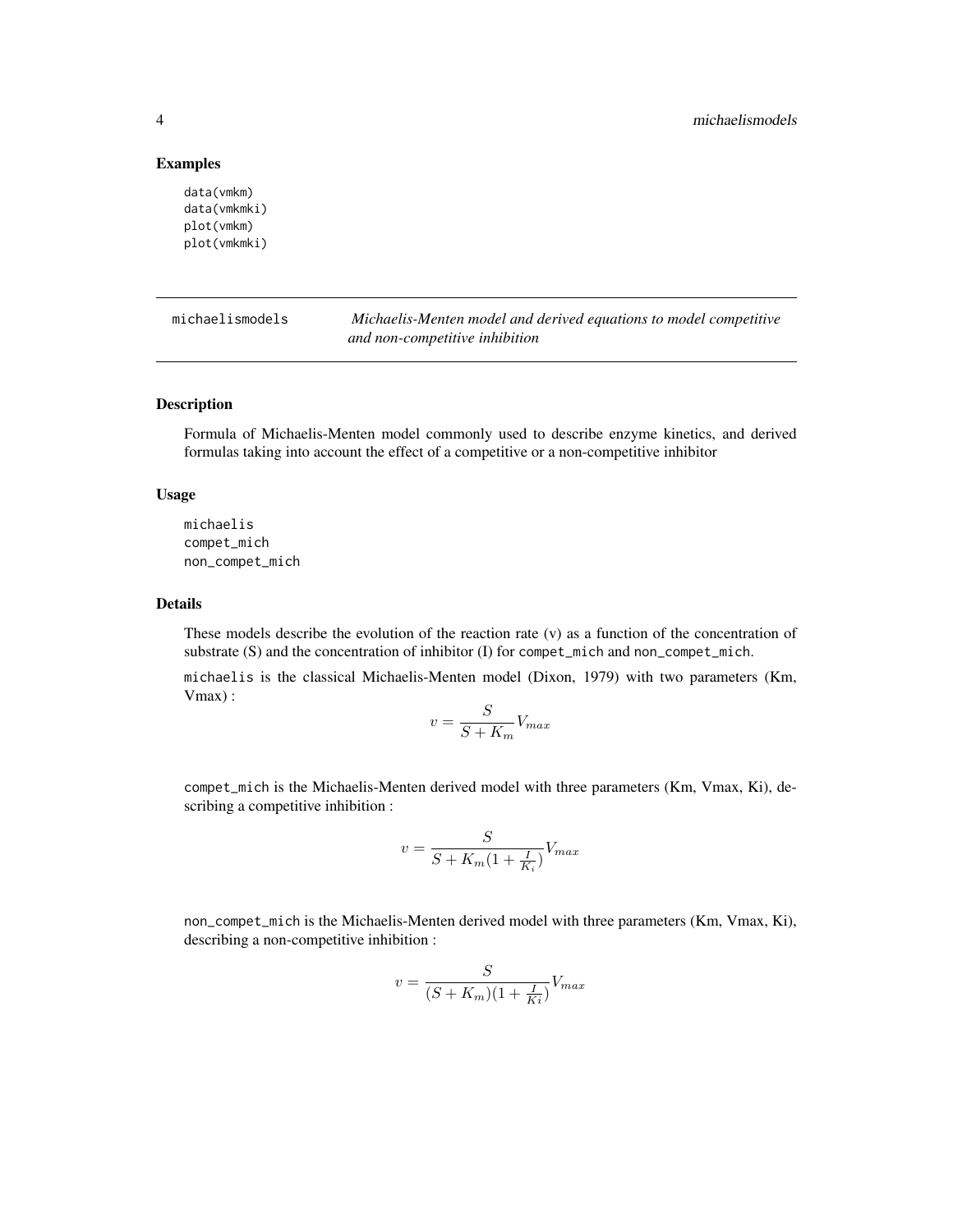### Examples

```
data(vmkm)
data(vmkmki)
plot(vmkm)
plot(vmkmki)
```

---

## michaelismodels — *Michaelis-Menten model and derived equations to model competitive and non-competitive inhibition*

---

### Description

Formula of Michaelis-Menten model commonly used to describe enzyme kinetics, and derived formulas taking into account the effect of a competitive or a non-competitive inhibitor

### Usage

```
michaelis
compet_mich
non_compet_mich
```

### Details

These models describe the evolution of the reaction rate (v) as a function of the concentration of substrate (S) and the concentration of inhibitor (I) for `compet_mich` and `non_compet_mich`.

`michaelis` is the classical Michaelis-Menten model (Dixon, 1979) with two parameters (Km, Vmax) :

$$v = \frac{S}{S + K_m} V_{max}$$

`compet_mich` is the Michaelis-Menten derived model with three parameters (Km, Vmax, Ki), describing a competitive inhibition :

$$v = \frac{S}{S + K_m(1 + \frac{I}{K_i})} V_{max}$$

`non_compet_mich` is the Michaelis-Menten derived model with three parameters (Km, Vmax, Ki), describing a non-competitive inhibition :

$$v = \frac{S}{(S + K_m)(1 + \frac{I}{Ki})} V_{max}$$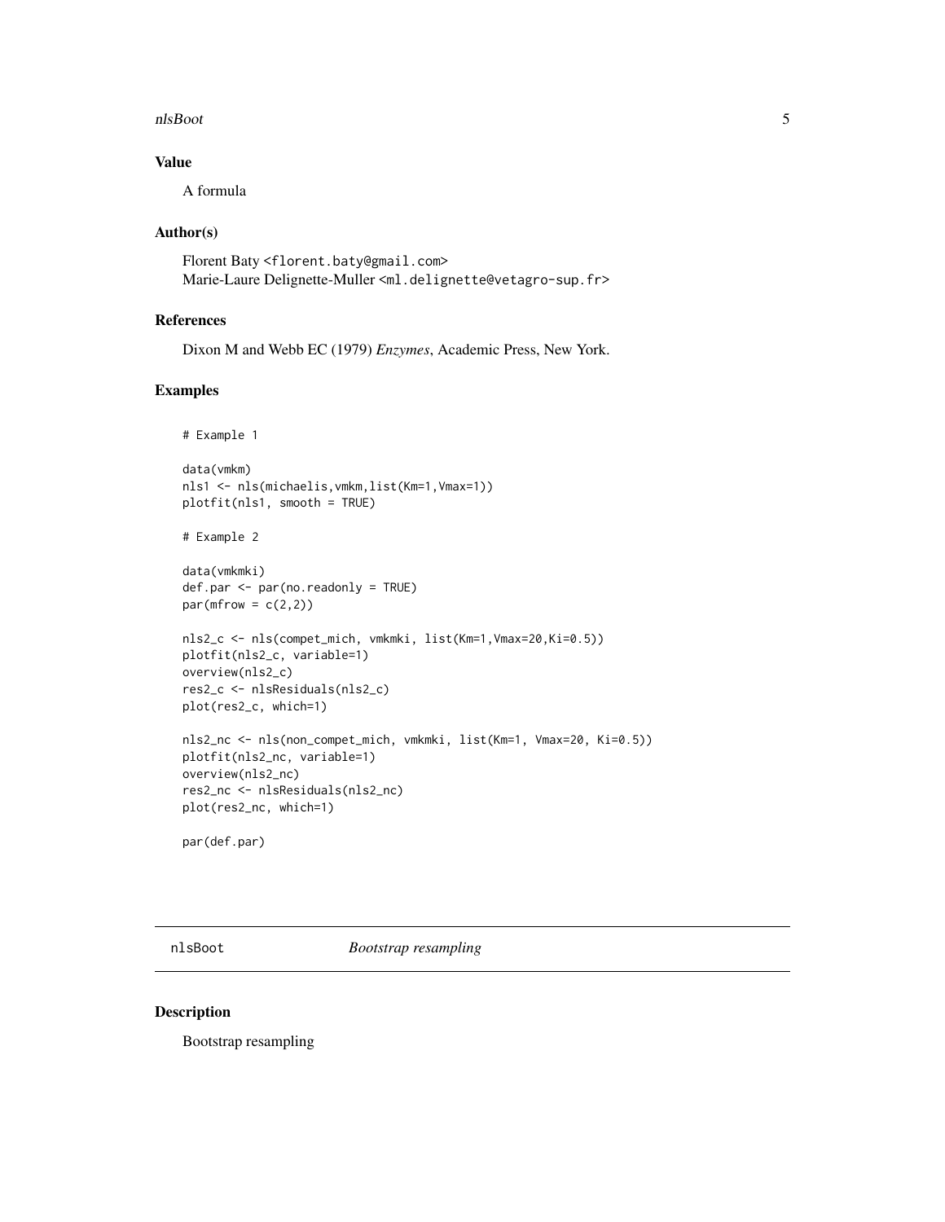### Value

A formula

### Author(s)

Florent Baty <florent.baty@gmail.com>
Marie-Laure Delignette-Muller <ml.delignette@vetagro-sup.fr>

### References

Dixon M and Webb EC (1979) *Enzymes*, Academic Press, New York.

### Examples

```
# Example 1

data(vmkm)
nls1 <- nls(michaelis,vmkm,list(Km=1,Vmax=1))
plotfit(nls1, smooth = TRUE)

# Example 2

data(vmkmki)
def.par <- par(no.readonly = TRUE)
par(mfrow = c(2,2))

nls2_c <- nls(compet_mich, vmkmki, list(Km=1,Vmax=20,Ki=0.5))
plotfit(nls2_c, variable=1)
overview(nls2_c)
res2_c <- nlsResiduals(nls2_c)
plot(res2_c, which=1)

nls2_nc <- nls(non_compet_mich, vmkmki, list(Km=1, Vmax=20, Ki=0.5))
plotfit(nls2_nc, variable=1)
overview(nls2_nc)
res2_nc <- nlsResiduals(nls2_nc)
plot(res2_nc, which=1)

par(def.par)
```

---

## nlsBoot *Bootstrap resampling*

### Description

Bootstrap resampling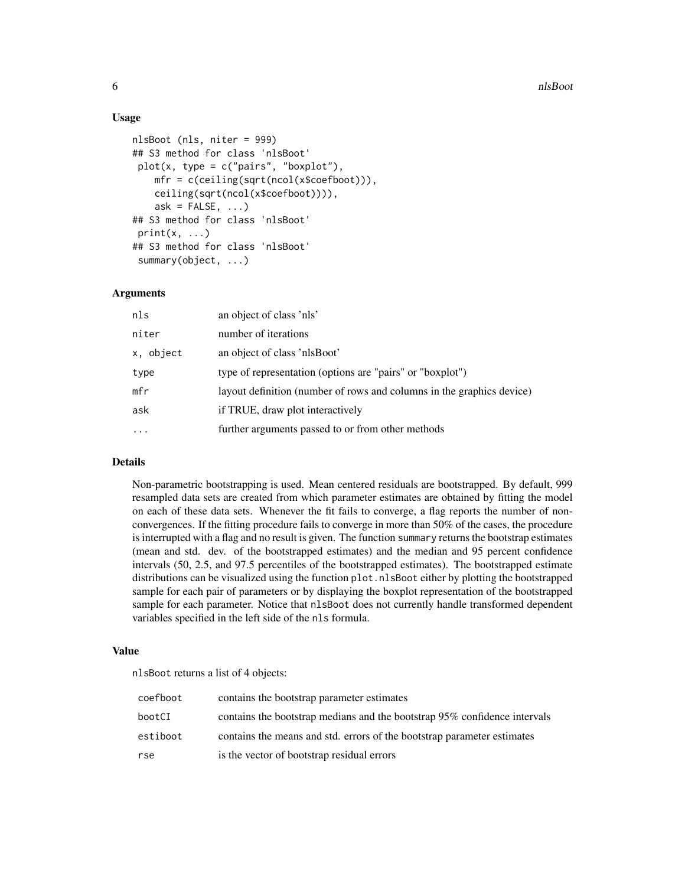## Usage

```
nlsBoot (nls, niter = 999)
## S3 method for class 'nlsBoot'
 plot(x, type = c("pairs", "boxplot"),
    mfr = c(ceiling(sqrt(ncol(x$coefboot))),
    ceiling(sqrt(ncol(x$coefboot)))),
    ask = FALSE, ...)
## S3 method for class 'nlsBoot'
 print(x, ...)
## S3 method for class 'nlsBoot'
 summary(object, ...)
```

## Arguments

| | |
|---|---|
| `nls` | an object of class 'nls' |
| `niter` | number of iterations |
| `x, object` | an object of class 'nlsBoot' |
| `type` | type of representation (options are "pairs" or "boxplot") |
| `mfr` | layout definition (number of rows and columns in the graphics device) |
| `ask` | if TRUE, draw plot interactively |
| `...` | further arguments passed to or from other methods |

## Details

Non-parametric bootstrapping is used. Mean centered residuals are bootstrapped. By default, 999 resampled data sets are created from which parameter estimates are obtained by fitting the model on each of these data sets. Whenever the fit fails to converge, a flag reports the number of non-convergences. If the fitting procedure fails to converge in more than 50% of the cases, the procedure is interrupted with a flag and no result is given. The function `summary` returns the bootstrap estimates (mean and std. dev. of the bootstrapped estimates) and the median and 95 percent confidence intervals (50, 2.5, and 97.5 percentiles of the bootstrapped estimates). The bootstrapped estimate distributions can be visualized using the function `plot.nlsBoot` either by plotting the bootstrapped sample for each pair of parameters or by displaying the boxplot representation of the bootstrapped sample for each parameter. Notice that `nlsBoot` does not currently handle transformed dependent variables specified in the left side of the `nls` formula.

## Value

`nlsBoot` returns a list of 4 objects:

| | |
|---|---|
| `coefboot` | contains the bootstrap parameter estimates |
| `bootCI` | contains the bootstrap medians and the bootstrap 95% confidence intervals |
| `estiboot` | contains the means and std. errors of the bootstrap parameter estimates |
| `rse` | is the vector of bootstrap residual errors |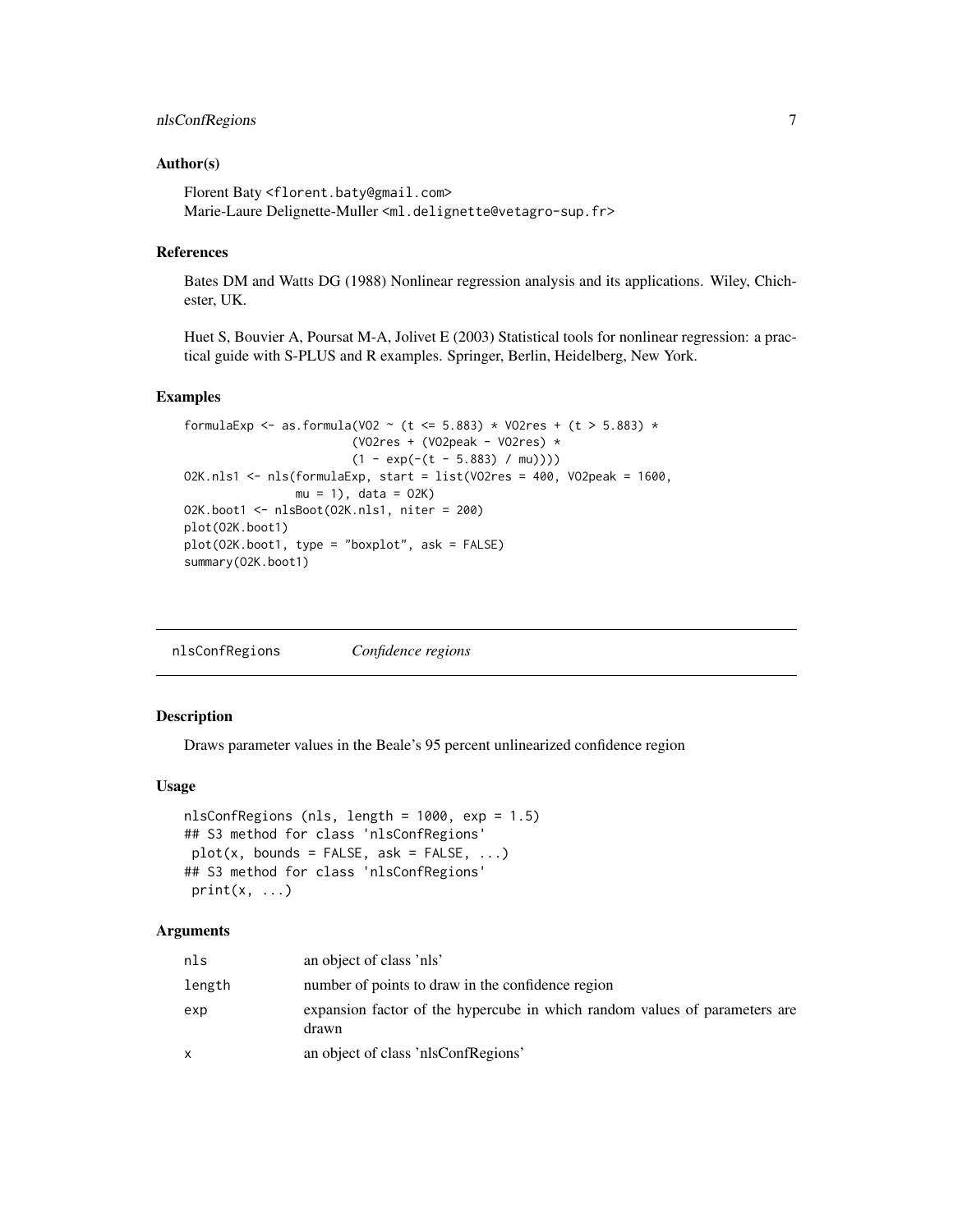### Author(s)

Florent Baty <florent.baty@gmail.com>
Marie-Laure Delignette-Muller <ml.delignette@vetagro-sup.fr>

### References

Bates DM and Watts DG (1988) Nonlinear regression analysis and its applications. Wiley, Chichester, UK.

Huet S, Bouvier A, Poursat M-A, Jolivet E (2003) Statistical tools for nonlinear regression: a practical guide with S-PLUS and R examples. Springer, Berlin, Heidelberg, New York.

### Examples

```
formulaExp <- as.formula(VO2 ~ (t <= 5.883) * VO2res + (t > 5.883) *
                        (VO2res + (VO2peak - VO2res) *
                        (1 - exp(-(t - 5.883) / mu))))
O2K.nls1 <- nls(formulaExp, start = list(VO2res = 400, VO2peak = 1600,
                mu = 1), data = O2K)
O2K.boot1 <- nlsBoot(O2K.nls1, niter = 200)
plot(O2K.boot1)
plot(O2K.boot1, type = "boxplot", ask = FALSE)
summary(O2K.boot1)
```

---

## nlsConfRegions *Confidence regions*

---

### Description

Draws parameter values in the Beale's 95 percent unlinearized confidence region

### Usage

```
nlsConfRegions (nls, length = 1000, exp = 1.5)
## S3 method for class 'nlsConfRegions'
 plot(x, bounds = FALSE, ask = FALSE, ...)
## S3 method for class 'nlsConfRegions'
 print(x, ...)
```

### Arguments

| | |
|---|---|
| nls | an object of class 'nls' |
| length | number of points to draw in the confidence region |
| exp | expansion factor of the hypercube in which random values of parameters are drawn |
| x | an object of class 'nlsConfRegions' |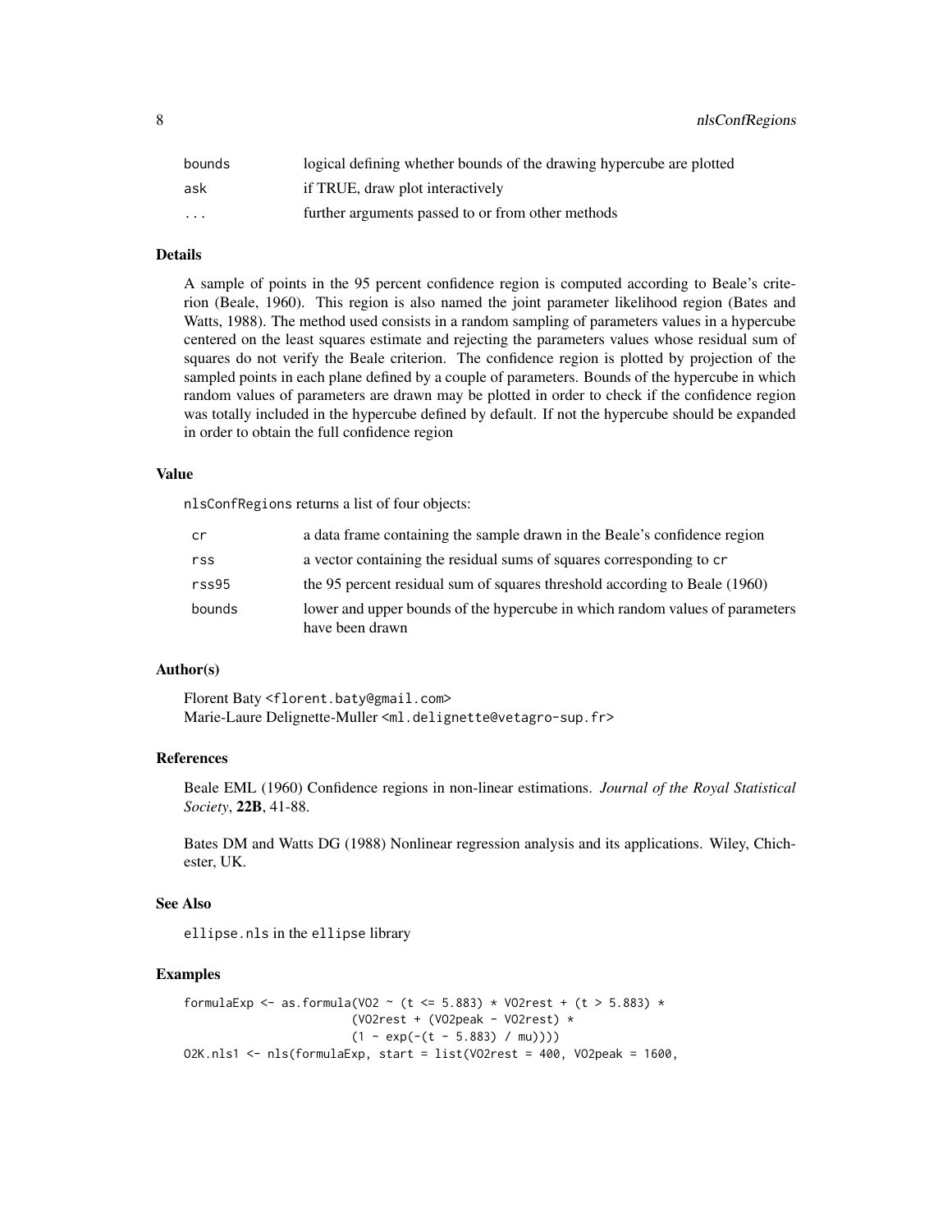| | |
|---|---|
| bounds | logical defining whether bounds of the drawing hypercube are plotted |
| ask | if TRUE, draw plot interactively |
| ... | further arguments passed to or from other methods |

## Details

A sample of points in the 95 percent confidence region is computed according to Beale's criterion (Beale, 1960). This region is also named the joint parameter likelihood region (Bates and Watts, 1988). The method used consists in a random sampling of parameters values in a hypercube centered on the least squares estimate and rejecting the parameters values whose residual sum of squares do not verify the Beale criterion. The confidence region is plotted by projection of the sampled points in each plane defined by a couple of parameters. Bounds of the hypercube in which random values of parameters are drawn may be plotted in order to check if the confidence region was totally included in the hypercube defined by default. If not the hypercube should be expanded in order to obtain the full confidence region

## Value

nlsConfRegions returns a list of four objects:

| | |
|---|---|
| cr | a data frame containing the sample drawn in the Beale's confidence region |
| rss | a vector containing the residual sums of squares corresponding to cr |
| rss95 | the 95 percent residual sum of squares threshold according to Beale (1960) |
| bounds | lower and upper bounds of the hypercube in which random values of parameters have been drawn |

## Author(s)

Florent Baty <florent.baty@gmail.com>
Marie-Laure Delignette-Muller <ml.delignette@vetagro-sup.fr>

## References

Beale EML (1960) Confidence regions in non-linear estimations. *Journal of the Royal Statistical Society*, **22B**, 41-88.

Bates DM and Watts DG (1988) Nonlinear regression analysis and its applications. Wiley, Chichester, UK.

## See Also

ellipse.nls in the ellipse library

## Examples

```
formulaExp <- as.formula(VO2 ~ (t <= 5.883) * VO2rest + (t > 5.883) *
                        (VO2rest + (VO2peak - VO2rest) *
                        (1 - exp(-(t - 5.883) / mu))))
O2K.nls1 <- nls(formulaExp, start = list(VO2rest = 400, VO2peak = 1600,
```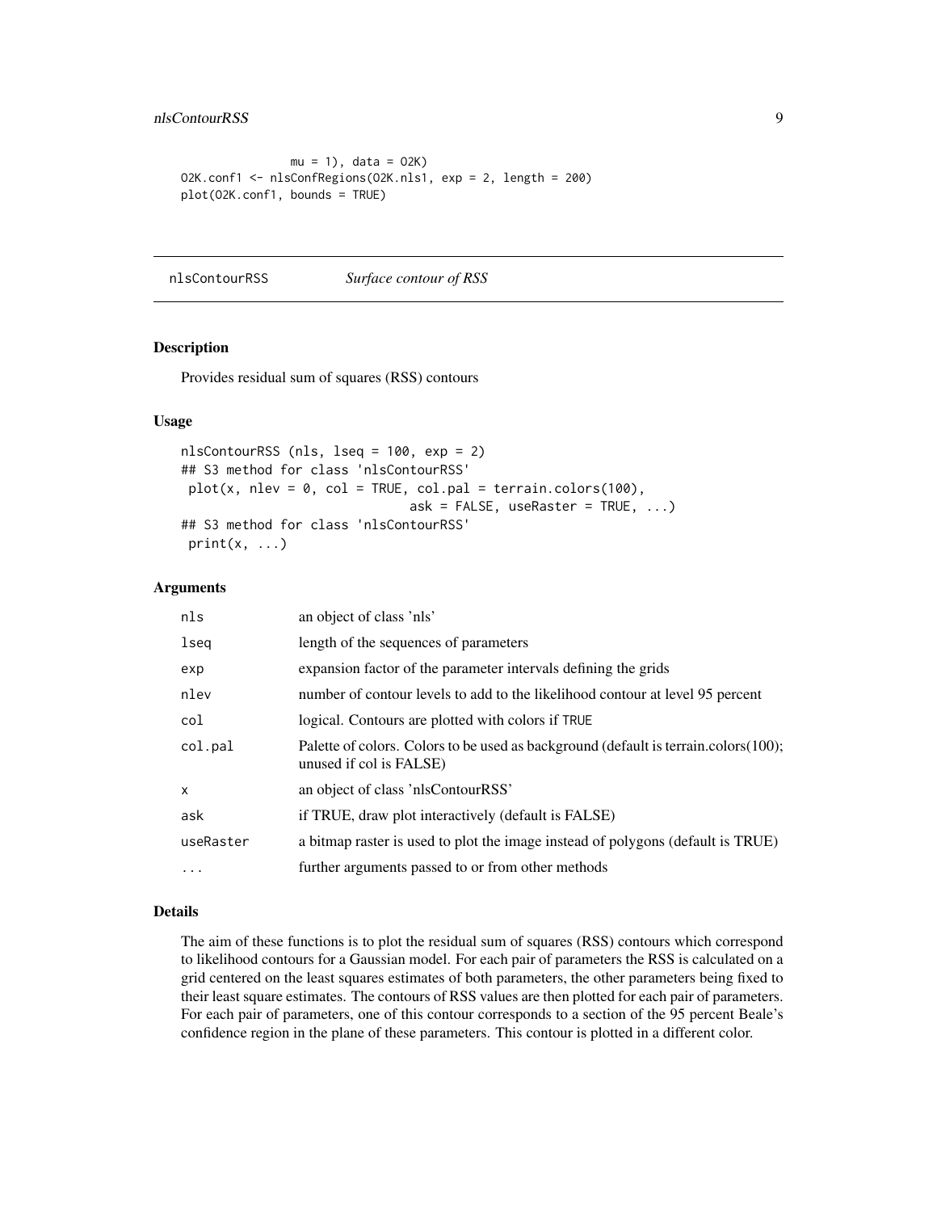```
               mu = 1), data = O2K)
O2K.conf1 <- nlsConfRegions(O2K.nls1, exp = 2, length = 200)
plot(O2K.conf1, bounds = TRUE)
```

## nlsContourRSS — *Surface contour of RSS*

### Description

Provides residual sum of squares (RSS) contours

### Usage

```
nlsContourRSS (nls, lseq = 100, exp = 2)
## S3 method for class 'nlsContourRSS'
 plot(x, nlev = 0, col = TRUE, col.pal = terrain.colors(100),
                              ask = FALSE, useRaster = TRUE, ...)
## S3 method for class 'nlsContourRSS'
 print(x, ...)
```

### Arguments

| | |
|---|---|
| `nls` | an object of class 'nls' |
| `lseq` | length of the sequences of parameters |
| `exp` | expansion factor of the parameter intervals defining the grids |
| `nlev` | number of contour levels to add to the likelihood contour at level 95 percent |
| `col` | logical. Contours are plotted with colors if `TRUE` |
| `col.pal` | Palette of colors. Colors to be used as background (default is terrain.colors(100); unused if col is FALSE) |
| `x` | an object of class 'nlsContourRSS' |
| `ask` | if TRUE, draw plot interactively (default is FALSE) |
| `useRaster` | a bitmap raster is used to plot the image instead of polygons (default is TRUE) |
| `...` | further arguments passed to or from other methods |

### Details

The aim of these functions is to plot the residual sum of squares (RSS) contours which correspond to likelihood contours for a Gaussian model. For each pair of parameters the RSS is calculated on a grid centered on the least squares estimates of both parameters, the other parameters being fixed to their least square estimates. The contours of RSS values are then plotted for each pair of parameters. For each pair of parameters, one of this contour corresponds to a section of the 95 percent Beale's confidence region in the plane of these parameters. This contour is plotted in a different color.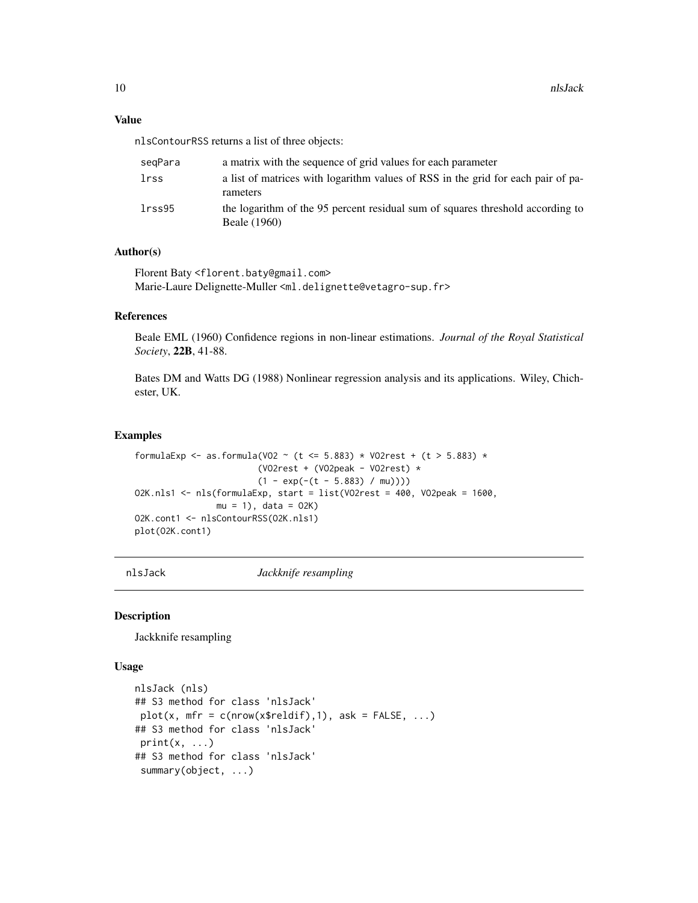### Value

nlsContourRSS returns a list of three objects:

| | |
|---|---|
| seqPara | a matrix with the sequence of grid values for each parameter |
| lrss | a list of matrices with logarithm values of RSS in the grid for each pair of parameters |
| lrss95 | the logarithm of the 95 percent residual sum of squares threshold according to Beale (1960) |

### Author(s)

Florent Baty <florent.baty@gmail.com>
Marie-Laure Delignette-Muller <ml.delignette@vetagro-sup.fr>

### References

Beale EML (1960) Confidence regions in non-linear estimations. *Journal of the Royal Statistical Society*, **22B**, 41-88.

Bates DM and Watts DG (1988) Nonlinear regression analysis and its applications. Wiley, Chichester, UK.

### Examples

```
formulaExp <- as.formula(VO2 ~ (t <= 5.883) * VO2rest + (t > 5.883) *
                        (VO2rest + (VO2peak - VO2rest) *
                        (1 - exp(-(t - 5.883) / mu))))
O2K.nls1 <- nls(formulaExp, start = list(VO2rest = 400, VO2peak = 1600,
                mu = 1), data = O2K)
O2K.cont1 <- nlsContourRSS(O2K.nls1)
plot(O2K.cont1)
```

---

## nlsJack *Jackknife resampling*

### Description

Jackknife resampling

### Usage

```
nlsJack (nls)
## S3 method for class 'nlsJack'
 plot(x, mfr = c(nrow(x$reldif),1), ask = FALSE, ...)
## S3 method for class 'nlsJack'
 print(x, ...)
## S3 method for class 'nlsJack'
 summary(object, ...)
```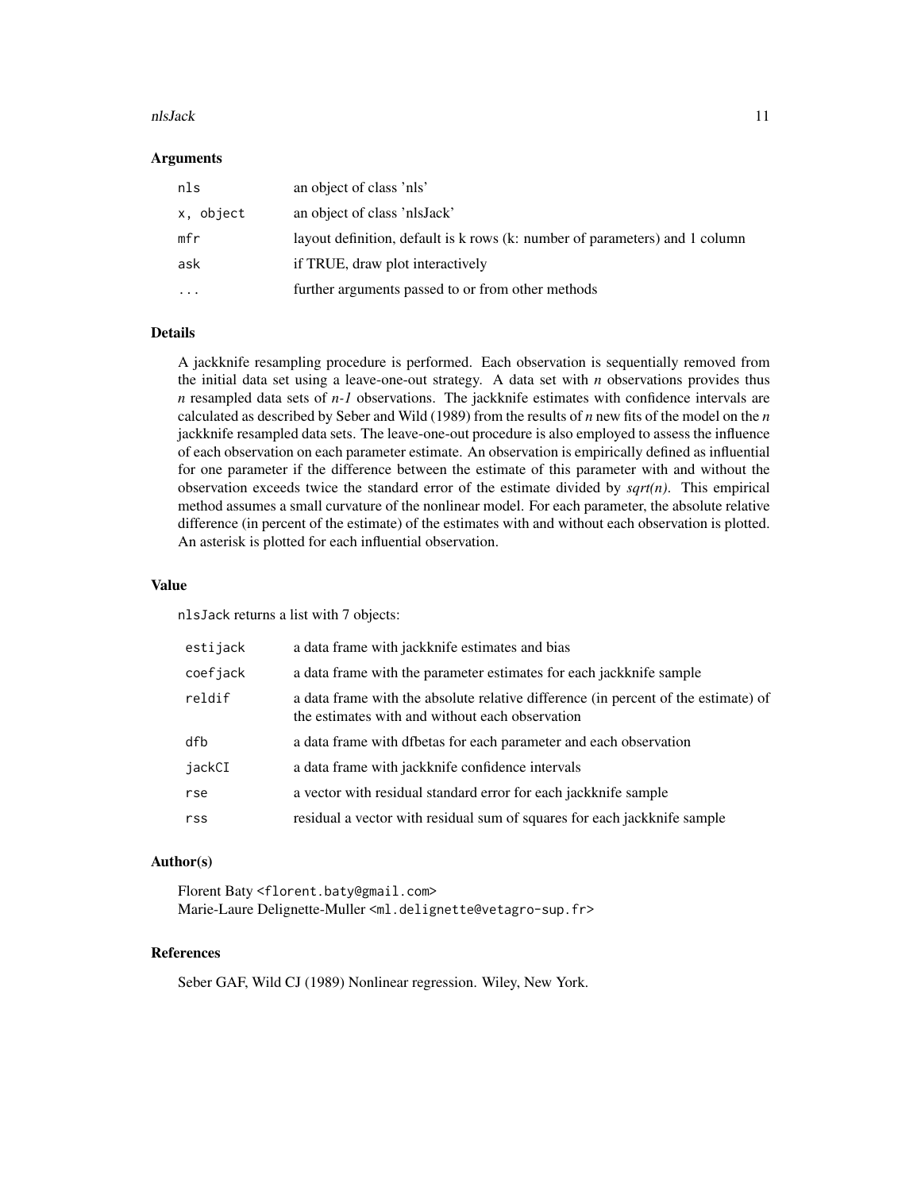### Arguments

| | |
|---|---|
| `nls` | an object of class 'nls' |
| `x, object` | an object of class 'nlsJack' |
| `mfr` | layout definition, default is k rows (k: number of parameters) and 1 column |
| `ask` | if TRUE, draw plot interactively |
| `...` | further arguments passed to or from other methods |

### Details

A jackknife resampling procedure is performed. Each observation is sequentially removed from the initial data set using a leave-one-out strategy. A data set with *n* observations provides thus *n* resampled data sets of *n-1* observations. The jackknife estimates with confidence intervals are calculated as described by Seber and Wild (1989) from the results of *n* new fits of the model on the *n* jackknife resampled data sets. The leave-one-out procedure is also employed to assess the influence of each observation on each parameter estimate. An observation is empirically defined as influential for one parameter if the difference between the estimate of this parameter with and without the observation exceeds twice the standard error of the estimate divided by *sqrt(n)*. This empirical method assumes a small curvature of the nonlinear model. For each parameter, the absolute relative difference (in percent of the estimate) of the estimates with and without each observation is plotted. An asterisk is plotted for each influential observation.

### Value

`nlsJack` returns a list with 7 objects:

| | |
|---|---|
| `estijack` | a data frame with jackknife estimates and bias |
| `coefjack` | a data frame with the parameter estimates for each jackknife sample |
| `reldif` | a data frame with the absolute relative difference (in percent of the estimate) of the estimates with and without each observation |
| `dfb` | a data frame with dfbetas for each parameter and each observation |
| `jackCI` | a data frame with jackknife confidence intervals |
| `rse` | a vector with residual standard error for each jackknife sample |
| `rss` | residual a vector with residual sum of squares for each jackknife sample |

### Author(s)

Florent Baty <florent.baty@gmail.com>
Marie-Laure Delignette-Muller <ml.delignette@vetagro-sup.fr>

### References

Seber GAF, Wild CJ (1989) Nonlinear regression. Wiley, New York.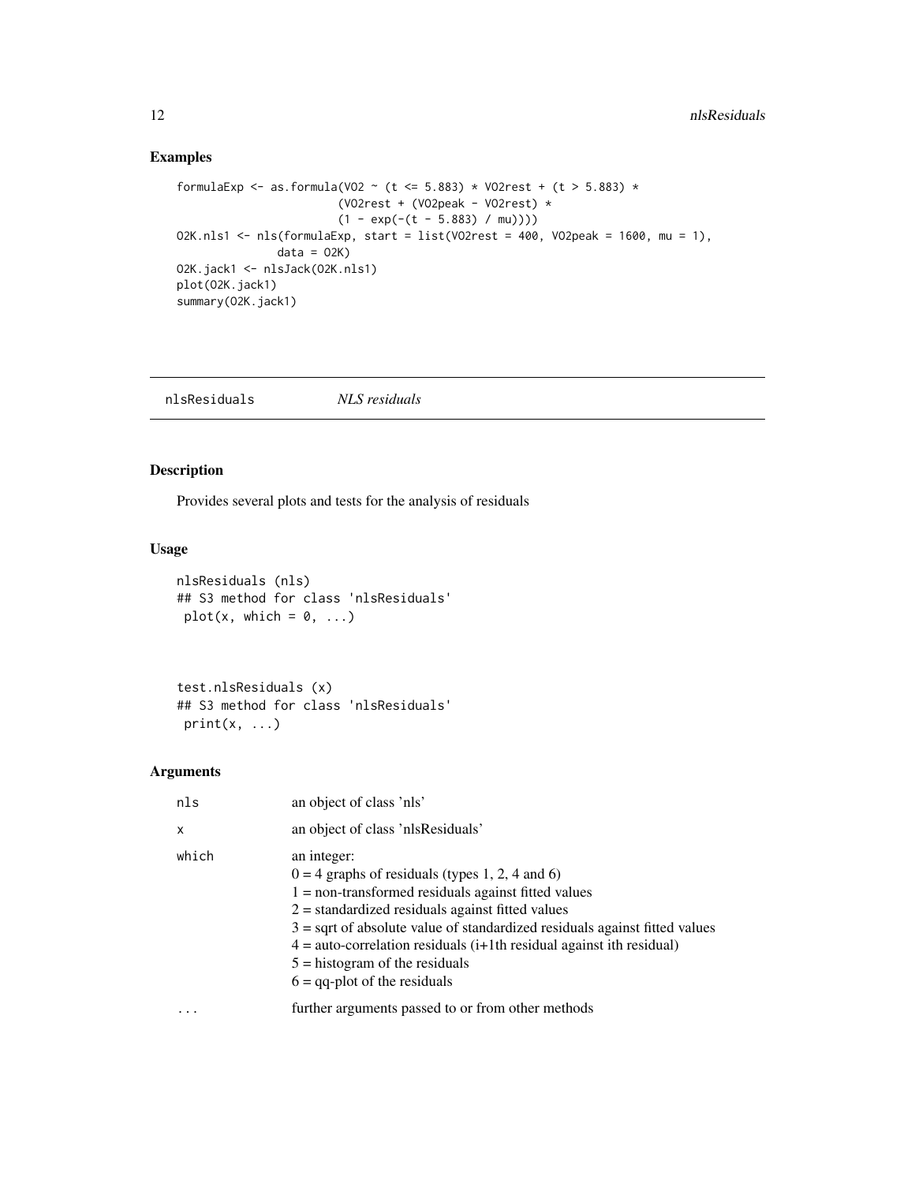## Examples

```
formulaExp <- as.formula(VO2 ~ (t <= 5.883) * VO2rest + (t > 5.883) *
                        (VO2rest + (VO2peak - VO2rest) *
                        (1 - exp(-(t - 5.883) / mu))))
O2K.nls1 <- nls(formulaExp, start = list(VO2rest = 400, VO2peak = 1600, mu = 1),
              data = O2K)
O2K.jack1 <- nlsJack(O2K.nls1)
plot(O2K.jack1)
summary(O2K.jack1)
```

---

# nlsResiduals    *NLS residuals*

---

## Description

Provides several plots and tests for the analysis of residuals

## Usage

```
nlsResiduals (nls)
## S3 method for class 'nlsResiduals'
 plot(x, which = 0, ...)


test.nlsResiduals (x)
## S3 method for class 'nlsResiduals'
 print(x, ...)
```

## Arguments

| | |
|---|---|
| `nls` | an object of class 'nls' |
| `x` | an object of class 'nlsResiduals' |
| `which` | an integer:<br>0 = 4 graphs of residuals (types 1, 2, 4 and 6)<br>1 = non-transformed residuals against fitted values<br>2 = standardized residuals against fitted values<br>3 = sqrt of absolute value of standardized residuals against fitted values<br>4 = auto-correlation residuals (i+1th residual against ith residual)<br>5 = histogram of the residuals<br>6 = qq-plot of the residuals |
| `...` | further arguments passed to or from other methods |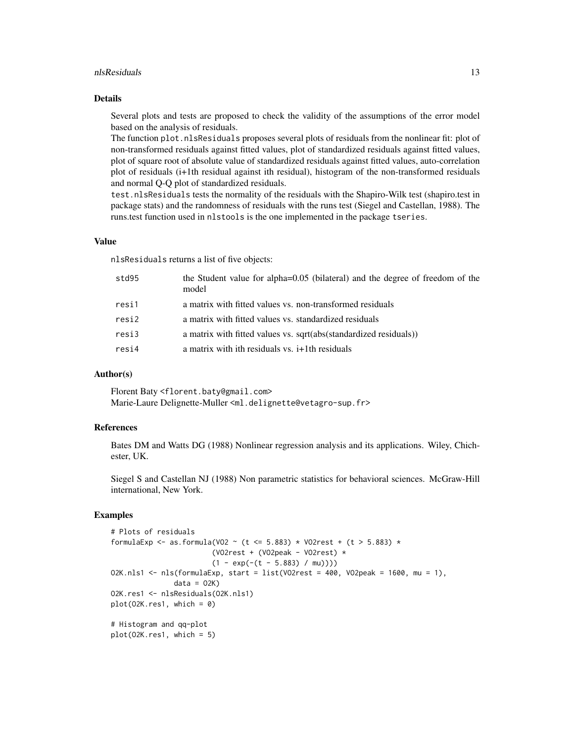## Details

Several plots and tests are proposed to check the validity of the assumptions of the error model based on the analysis of residuals.

The function `plot.nlsResiduals` proposes several plots of residuals from the nonlinear fit: plot of non-transformed residuals against fitted values, plot of standardized residuals against fitted values, plot of square root of absolute value of standardized residuals against fitted values, auto-correlation plot of residuals (i+1th residual against ith residual), histogram of the non-transformed residuals and normal Q-Q plot of standardized residuals.

`test.nlsResiduals` tests the normality of the residuals with the Shapiro-Wilk test (shapiro.test in package stats) and the randomness of residuals with the runs test (Siegel and Castellan, 1988). The runs.test function used in `nlstools` is the one implemented in the package `tseries`.

## Value

`nlsResiduals` returns a list of five objects:

| | |
|---|---|
| `std95` | the Student value for alpha=0.05 (bilateral) and the degree of freedom of the model |
| `resi1` | a matrix with fitted values vs. non-transformed residuals |
| `resi2` | a matrix with fitted values vs. standardized residuals |
| `resi3` | a matrix with fitted values vs. sqrt(abs(standardized residuals)) |
| `resi4` | a matrix with ith residuals vs. i+1th residuals |

## Author(s)

Florent Baty <florent.baty@gmail.com>
Marie-Laure Delignette-Muller <ml.delignette@vetagro-sup.fr>

## References

Bates DM and Watts DG (1988) Nonlinear regression analysis and its applications. Wiley, Chichester, UK.

Siegel S and Castellan NJ (1988) Non parametric statistics for behavioral sciences. McGraw-Hill international, New York.

## Examples

```
# Plots of residuals
formulaExp <- as.formula(VO2 ~ (t <= 5.883) * VO2rest + (t > 5.883) *
                        (VO2rest + (VO2peak - VO2rest) *
                        (1 - exp(-(t - 5.883) / mu))))
O2K.nls1 <- nls(formulaExp, start = list(VO2rest = 400, VO2peak = 1600, mu = 1),
               data = O2K)
O2K.res1 <- nlsResiduals(O2K.nls1)
plot(O2K.res1, which = 0)

# Histogram and qq-plot
plot(O2K.res1, which = 5)
```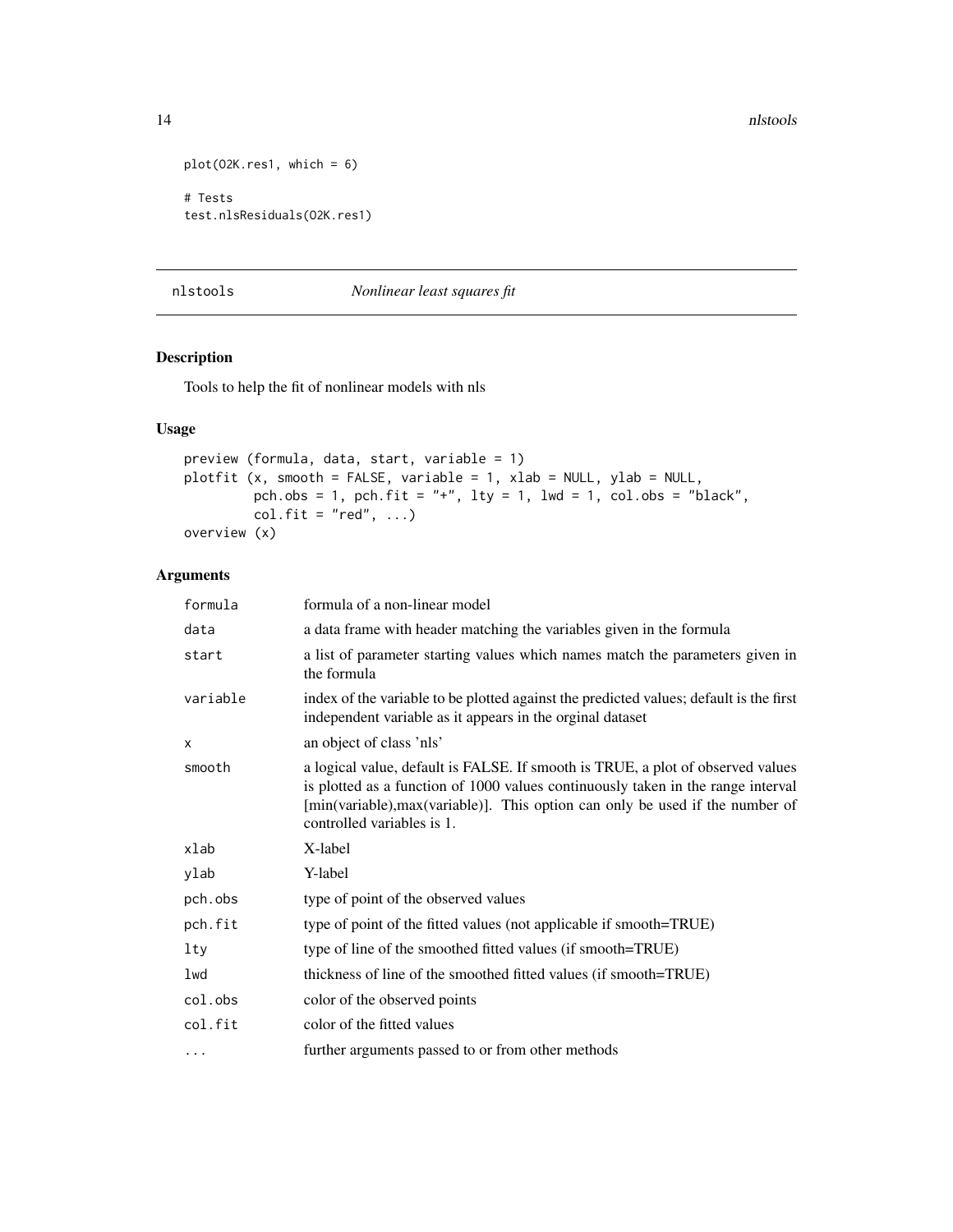```
plot(O2K.res1, which = 6)

# Tests
test.nlsResiduals(O2K.res1)
```

---

## nlstools *Nonlinear least squares fit*

---

### Description

Tools to help the fit of nonlinear models with nls

### Usage

```
preview (formula, data, start, variable = 1)
plotfit (x, smooth = FALSE, variable = 1, xlab = NULL, ylab = NULL,
        pch.obs = 1, pch.fit = "+", lty = 1, lwd = 1, col.obs = "black",
        col.fit = "red", ...)
overview (x)
```

### Arguments

| | |
|---|---|
| formula | formula of a non-linear model |
| data | a data frame with header matching the variables given in the formula |
| start | a list of parameter starting values which names match the parameters given in the formula |
| variable | index of the variable to be plotted against the predicted values; default is the first independent variable as it appears in the orginal dataset |
| x | an object of class 'nls' |
| smooth | a logical value, default is FALSE. If smooth is TRUE, a plot of observed values is plotted as a function of 1000 values continuously taken in the range interval [min(variable),max(variable)]. This option can only be used if the number of controlled variables is 1. |
| xlab | X-label |
| ylab | Y-label |
| pch.obs | type of point of the observed values |
| pch.fit | type of point of the fitted values (not applicable if smooth=TRUE) |
| lty | type of line of the smoothed fitted values (if smooth=TRUE) |
| lwd | thickness of line of the smoothed fitted values (if smooth=TRUE) |
| col.obs | color of the observed points |
| col.fit | color of the fitted values |
| ... | further arguments passed to or from other methods |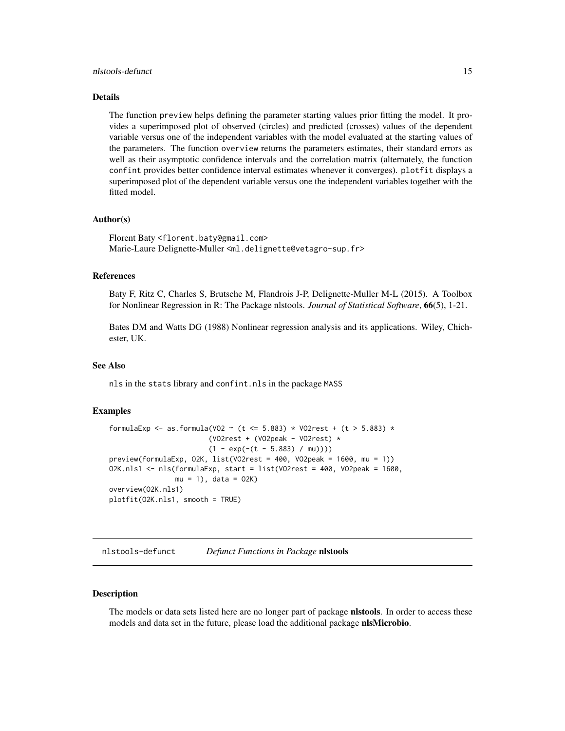### Details

The function preview helps defining the parameter starting values prior fitting the model. It provides a superimposed plot of observed (circles) and predicted (crosses) values of the dependent variable versus one of the independent variables with the model evaluated at the starting values of the parameters. The function overview returns the parameters estimates, their standard errors as well as their asymptotic confidence intervals and the correlation matrix (alternately, the function confint provides better confidence interval estimates whenever it converges). plotfit displays a superimposed plot of the dependent variable versus one the independent variables together with the fitted model.

### Author(s)

Florent Baty <florent.baty@gmail.com>
Marie-Laure Delignette-Muller <ml.delignette@vetagro-sup.fr>

### References

Baty F, Ritz C, Charles S, Brutsche M, Flandrois J-P, Delignette-Muller M-L (2015). A Toolbox for Nonlinear Regression in R: The Package nlstools. *Journal of Statistical Software*, **66**(5), 1-21.

Bates DM and Watts DG (1988) Nonlinear regression analysis and its applications. Wiley, Chichester, UK.

### See Also

nls in the stats library and confint.nls in the package MASS

### Examples

```
formulaExp <- as.formula(VO2 ~ (t <= 5.883) * VO2rest + (t > 5.883) *
                        (VO2rest + (VO2peak - VO2rest) *
                        (1 - exp(-(t - 5.883) / mu))))
preview(formulaExp, O2K, list(VO2rest = 400, VO2peak = 1600, mu = 1))
O2K.nls1 <- nls(formulaExp, start = list(VO2rest = 400, VO2peak = 1600,
                mu = 1), data = O2K)
overview(O2K.nls1)
plotfit(O2K.nls1, smooth = TRUE)
```

---

## nlstools-defunct *Defunct Functions in Package* **nlstools**

### Description

The models or data sets listed here are no longer part of package **nlstools**. In order to access these models and data set in the future, please load the additional package **nlsMicrobio**.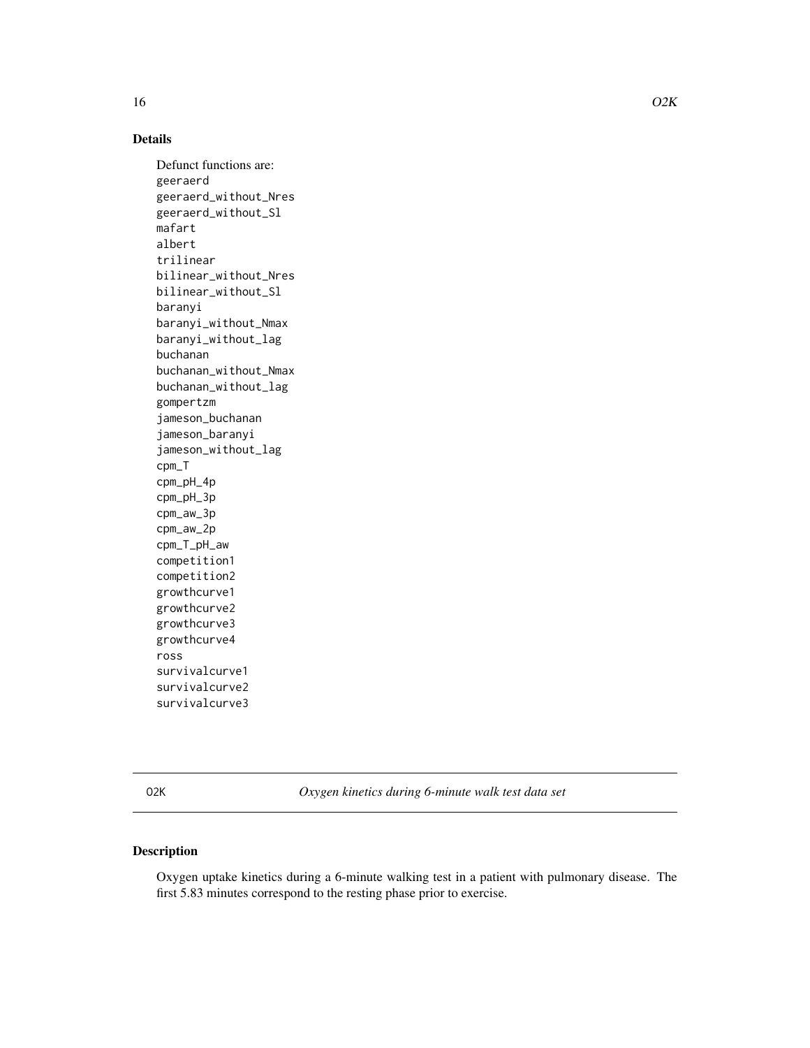## Details

Defunct functions are:
```
geeraerd
geeraerd_without_Nres
geeraerd_without_Sl
mafart
albert
trilinear
bilinear_without_Nres
bilinear_without_Sl
baranyi
baranyi_without_Nmax
baranyi_without_lag
buchanan
buchanan_without_Nmax
buchanan_without_lag
gompertzm
jameson_buchanan
jameson_baranyi
jameson_without_lag
cpm_T
cpm_pH_4p
cpm_pH_3p
cpm_aw_3p
cpm_aw_2p
cpm_T_pH_aw
competition1
competition2
growthcurve1
growthcurve2
growthcurve3
growthcurve4
ross
survivalcurve1
survivalcurve2
survivalcurve3
```

---

O2K *Oxygen kinetics during 6-minute walk test data set*

---

## Description

Oxygen uptake kinetics during a 6-minute walking test in a patient with pulmonary disease. The first 5.83 minutes correspond to the resting phase prior to exercise.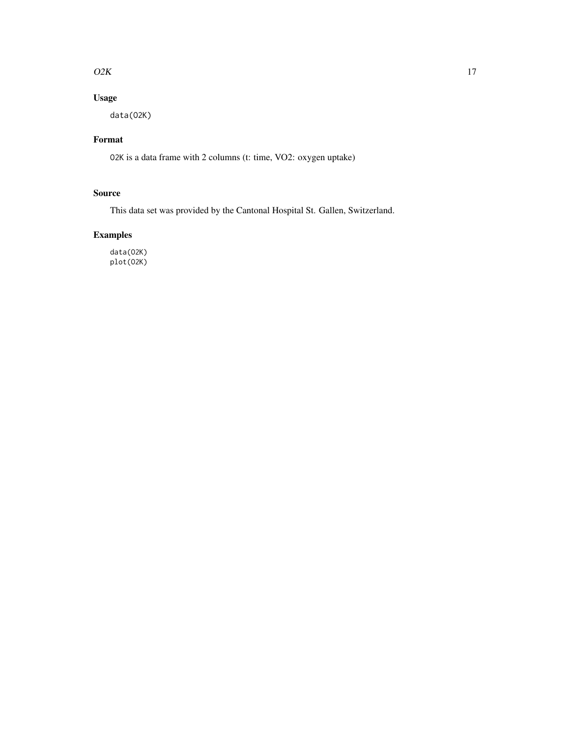## Usage

```
data(O2K)
```

## Format

`O2K` is a data frame with 2 columns (t: time, VO2: oxygen uptake)

## Source

This data set was provided by the Cantonal Hospital St. Gallen, Switzerland.

## Examples

```
data(O2K)
plot(O2K)
```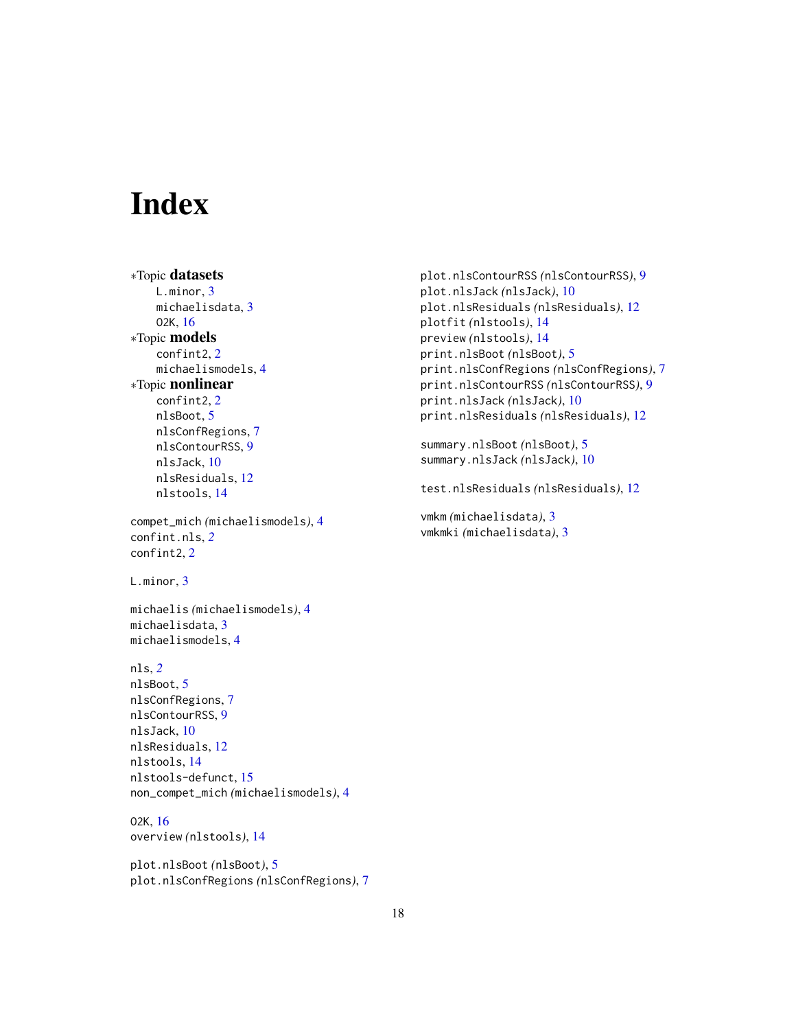# Index

*Topic **datasets**
- L.minor, 3
- michaelisdata, 3
- O2K, 16

*Topic **models**
- confint2, 2
- michaelismodels, 4

*Topic **nonlinear**
- confint2, 2
- nlsBoot, 5
- nlsConfRegions, 7
- nlsContourRSS, 9
- nlsJack, 10
- nlsResiduals, 12
- nlstools, 14

compet_mich *(michaelismodels)*, 4
confint.nls, *2*
confint2, 2

L.minor, 3

michaelis *(michaelismodels)*, 4
michaelisdata, 3
michaelismodels, 4

nls, *2*
nlsBoot, 5
nlsConfRegions, 7
nlsContourRSS, 9
nlsJack, 10
nlsResiduals, 12
nlstools, 14
nlstools-defunct, 15
non_compet_mich *(michaelismodels)*, 4

O2K, 16
overview *(nlstools)*, 14

plot.nlsBoot *(nlsBoot)*, 5
plot.nlsConfRegions *(nlsConfRegions)*, 7
plot.nlsContourRSS *(nlsContourRSS)*, 9
plot.nlsJack *(nlsJack)*, 10
plot.nlsResiduals *(nlsResiduals)*, 12
plotfit *(nlstools)*, 14
preview *(nlstools)*, 14
print.nlsBoot *(nlsBoot)*, 5
print.nlsConfRegions *(nlsConfRegions)*, 7
print.nlsContourRSS *(nlsContourRSS)*, 9
print.nlsJack *(nlsJack)*, 10
print.nlsResiduals *(nlsResiduals)*, 12

summary.nlsBoot *(nlsBoot)*, 5
summary.nlsJack *(nlsJack)*, 10

test.nlsResiduals *(nlsResiduals)*, 12

vmkm *(michaelisdata)*, 3
vmkmki *(michaelisdata)*, 3